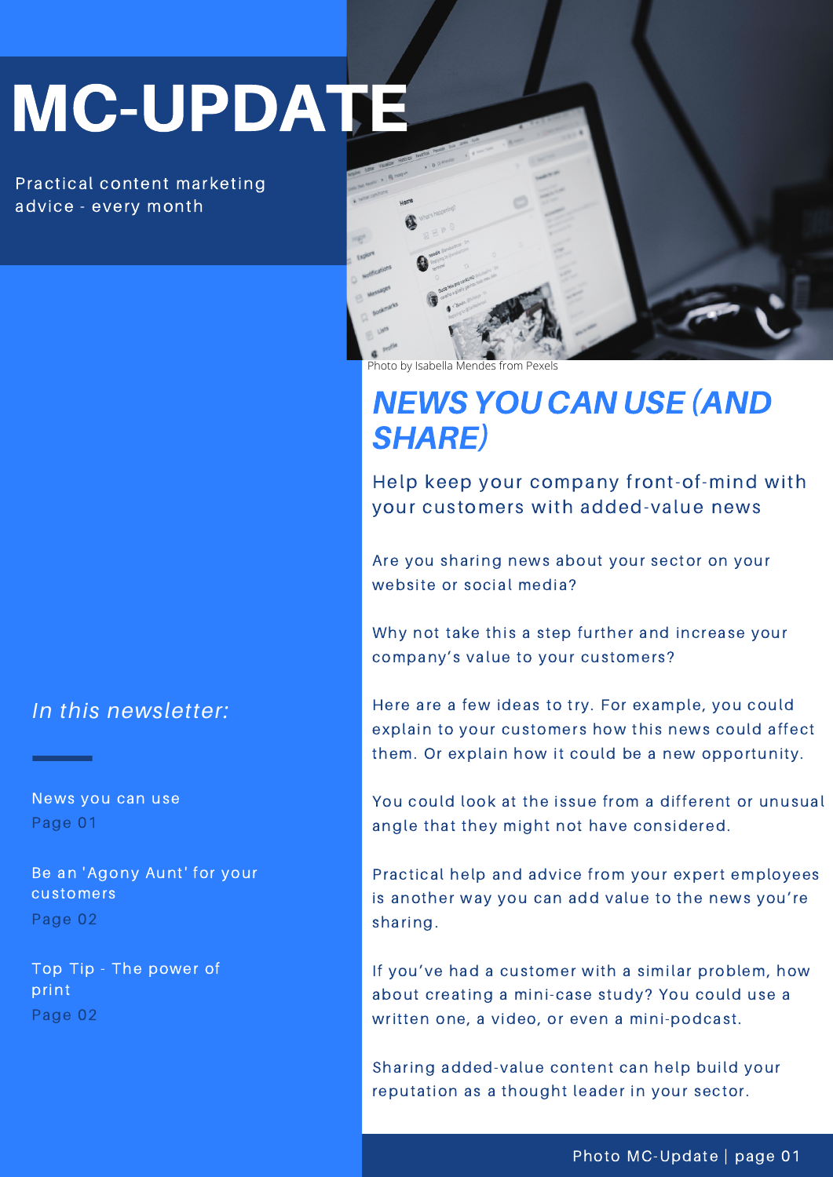# MC-UPDATE

Practical content marketing advice - every month

*In this newsletter:*

News you can use
Page 01

Be an 'Agony Aunt' for your customers
Page 02

Top Tip - The power of print
Page 02

Photo by Isabella Mendes from Pexels

## *NEWS YOU CAN USE (AND SHARE)*

Help keep your company front-of-mind with your customers with added-value news

Are you sharing news about your sector on your website or social media?

Why not take this a step further and increase your company's value to your customers?

Here are a few ideas to try. For example, you could explain to your customers how this news could affect them. Or explain how it could be a new opportunity.

You could look at the issue from a different or unusual angle that they might not have considered.

Practical help and advice from your expert employees is another way you can add value to the news you're sharing.

If you've had a customer with a similar problem, how about creating a mini-case study? You could use a written one, a video, or even a mini-podcast.

Sharing added-value content can help build your reputation as a thought leader in your sector.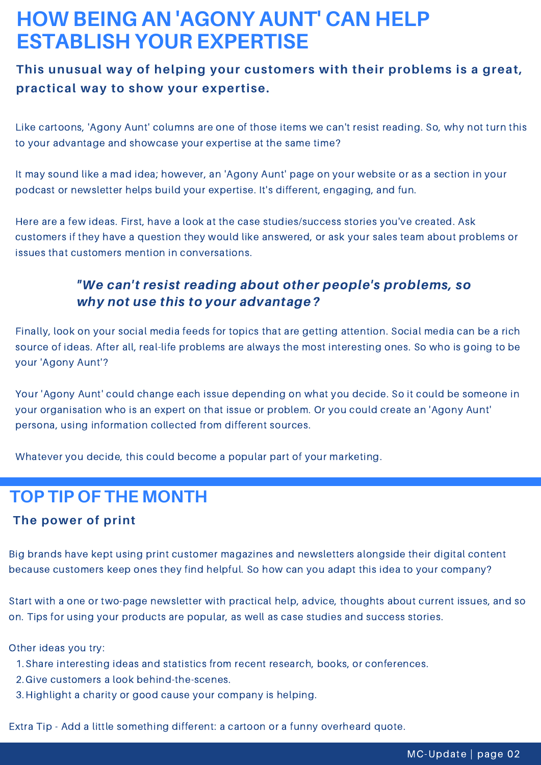# HOW BEING AN 'AGONY AUNT' CAN HELP ESTABLISH YOUR EXPERTISE

**This unusual way of helping your customers with their problems is a great, practical way to show your expertise.**

Like cartoons, 'Agony Aunt' columns are one of those items we can't resist reading. So, why not turn this to your advantage and showcase your expertise at the same time?

It may sound like a mad idea; however, an 'Agony Aunt' page on your website or as a section in your podcast or newsletter helps build your expertise. It's different, engaging, and fun.

Here are a few ideas. First, have a look at the case studies/success stories you've created. Ask customers if they have a question they would like answered, or ask your sales team about problems or issues that customers mention in conversations.

> ***"We can't resist reading about other people's problems, so why not use this to your advantage?***

Finally, look on your social media feeds for topics that are getting attention. Social media can be a rich source of ideas. After all, real-life problems are always the most interesting ones. So who is going to be your 'Agony Aunt'?

Your 'Agony Aunt' could change each issue depending on what you decide. So it could be someone in your organisation who is an expert on that issue or problem. Or you could create an 'Agony Aunt' persona, using information collected from different sources.

Whatever you decide, this could become a popular part of your marketing.

## TOP TIP OF THE MONTH

**The power of print**

Big brands have kept using print customer magazines and newsletters alongside their digital content because customers keep ones they find helpful. So how can you adapt this idea to your company?

Start with a one or two-page newsletter with practical help, advice, thoughts about current issues, and so on. Tips for using your products are popular, as well as case studies and success stories.

Other ideas you try:

1. Share interesting ideas and statistics from recent research, books, or conferences.
2. Give customers a look behind-the-scenes.
3. Highlight a charity or good cause your company is helping.

Extra Tip - Add a little something different: a cartoon or a funny overheard quote.